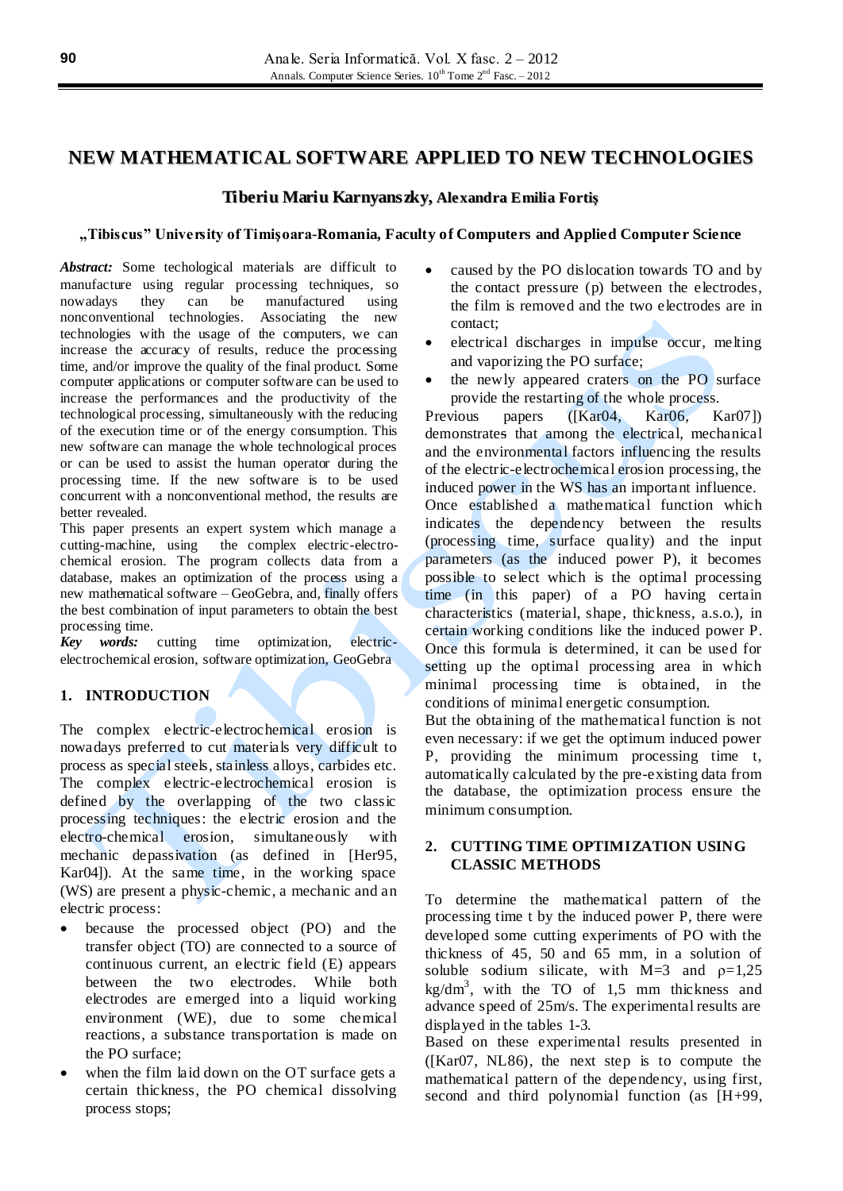# NEW MATHEMATICAL SOFTWARE APPLIED TO NEW TECHNOLOGIES

**Tiberiu Maria Karnyanszky, Alexandra Emilia Fortiş**

**„Tibiscus" University of Timişoara-Romania, Faculty of Computers and Applied Computer Science**

***Abstract:*** Some techological materials are difficult to manufacture using regular processing techniques, so nowadays they can be manufactured using nonconventional technologies. Associating the new technologies with the usage of the computers, we can increase the accuracy of results, reduce the processing time, and/or improve the quality of the final product. Some computer applications or computer software can be used to increase the performances and the productivity of the technological processing, simultaneously with the reducing of the execution time or of the energy consumption. This new software can manage the whole technological proces or can be used to assist the human operator during the processing time. If the new software is to be used concurrent with a nonconventional method, the results are better revealed.

This paper presents an expert system which manage a cutting-machine, using the complex electric-electro-chemical erosion. The program collects data from a database, makes an optimization of the process using a new mathematical software – GeoGebra, and, finally offers the best combination of input parameters to obtain the best processing time.

***Key words:*** cutting time optimization, electric-electrochemical erosion, software optimization, GeoGebra

## 1. INTRODUCTION

The complex electric-electrochemical erosion is nowadays preferred to cut materials very difficult to process as special steels, stainless alloys, carbides etc. The complex electric-electrochemical erosion is defined by the overlapping of the two classic processing techniques: the electric erosion and the electro-chemical erosion, simultaneously with mechanic depassivation (as defined in [Her95, Kar04]). At the same time, in the working space (WS) are present a physic-chemic, a mechanic and an electric process:

- because the processed object (PO) and the transfer object (TO) are connected to a source of continuous current, an electric field (E) appears between the two electrodes. While both electrodes are emerged into a liquid working environment (WE), due to some chemical reactions, a substance transportation is made on the PO surface;
- when the film laid down on the OT surface gets a certain thickness, the PO chemical dissolving process stops;
- caused by the PO dislocation towards TO and by the contact pressure (p) between the electrodes, the film is removed and the two electrodes are in contact;
- electrical discharges in impulse occur, melting and vaporizing the PO surface;
- the newly appeared craters on the PO surface provide the restarting of the whole process.

Previous papers ([Kar04, Kar06, Kar07]) demonstrates that among the electrical, mechanical and the environmental factors influencing the results of the electric-electrochemical erosion processing, the induced power in the WS has an important influence.

Once established a mathematical function which indicates the dependency between the results (processing time, surface quality) and the input parameters (as the induced power P), it becomes possible to select which is the optimal processing time (in this paper) of a PO having certain characteristics (material, shape, thickness, a.s.o.), in certain working conditions like the induced power P. Once this formula is determined, it can be used for setting up the optimal processing area in which minimal processing time is obtained, in the conditions of minimal energetic consumption.

But the obtaining of the mathematical function is not even necessary: if we get the optimum induced power P, providing the minimum processing time t, automatically calculated by the pre-existing data from the database, the optimization process ensure the minimum consumption.

## 2. CUTTING TIME OPTIMIZATION USING CLASSIC METHODS

To determine the mathematical pattern of the processing time t by the induced power P, there were developed some cutting experiments of PO with the thickness of 45, 50 and 65 mm, in a solution of soluble sodium silicate, with M=3 and $\rho$=1,25 kg/dm$^3$, with the TO of 1,5 mm thickness and advance speed of 25m/s. The experimental results are displayed in the tables 1-3.

Based on these experimental results presented in ([Kar07, NL86]), the next step is to compute the mathematical pattern of the dependency, using first, second and third polynomial function (as [H+99,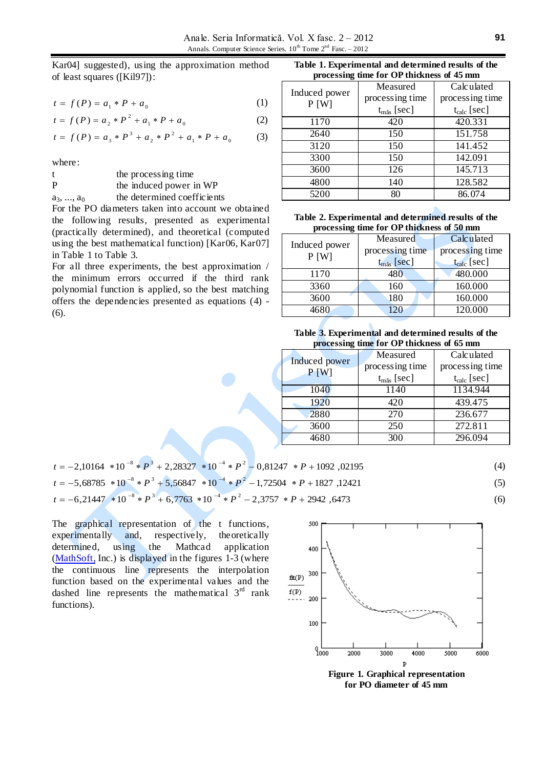Kar04] suggested), using the approximation method of least squares ([Kil97]):

$$t = f(P) = a_1 * P + a_0 \quad (1)$$

$$t = f(P) = a_2 * P^2 + a_1 * P + a_0 \quad (2)$$

$$t = f(P) = a_3 * P^3 + a_2 * P^2 + a_1 * P + a_0 \quad (3)$$

where:

- t — the processing time
- P — the induced power in WP
- $a_3, ..., a_0$ — the determined coefficients

For the PO diameters taken into account we obtained the following results, presented as experimental (practically determined), and theoretical (computed using the best mathematical function) [Kar06, Kar07] in Table 1 to Table 3.

For all three experiments, the best approximation / the minimum errors occurred if the third rank polynomial function is applied, so the best matching offers the dependencies presented as equations (4) - (6).

**Table 1. Experimental and determined results of the processing time for OP thickness of 45 mm**

| Induced power P [W] | Measured processing time $t_{măs}$ [sec] | Calculated processing time $t_{calc}$ [sec] |
|---|---|---|
| 1170 | 420 | 420.331 |
| 2640 | 150 | 151.758 |
| 3120 | 150 | 141.452 |
| 3300 | 150 | 142.091 |
| 3600 | 126 | 145.713 |
| 4800 | 140 | 128.582 |
| 5200 | 80 | 86.074 |

**Table 2. Experimental and determined results of the processing time for OP thickness of 50 mm**

| Induced power P [W] | Measured processing time $t_{măs}$ [sec] | Calculated processing time $t_{calc}$ [sec] |
|---|---|---|
| 1170 | 480 | 480.000 |
| 3360 | 160 | 160.000 |
| 3600 | 180 | 160.000 |
| 4680 | 120 | 120.000 |

**Table 3. Experimental and determined results of the processing time for OP thickness of 65 mm**

| Induced power P [W] | Measured processing time $t_{măs}$ [sec] | Calculated processing time $t_{calc}$ [sec] |
|---|---|---|
| 1040 | 1140 | 1134.944 |
| 1920 | 420 | 439.475 |
| 2880 | 270 | 236.677 |
| 3600 | 250 | 272.811 |
| 4680 | 300 | 296.094 |

$$t = -2{,}10164 * 10^{-8} * P^3 + 2{,}28327 * 10^{-4} * P^2 - 0{,}81247 * P + 1092{,}02195 \quad (4)$$

$$t = -5{,}68785 * 10^{-8} * P^3 + 5{,}56847 * 10^{-4} * P^2 - 1{,}72504 * P + 1827{,}12421 \quad (5)$$

$$t = -6{,}21447 * 10^{-8} * P^3 + 6{,}7763 * 10^{-4} * P^2 - 2{,}3757 * P + 2942{,}6473 \quad (6)$$

The graphical representation of the t functions, experimentally and, respectively, theoretically determined, using the Mathcad application (MathSoft, Inc.) is displayed in the figures 1-3 (where the continuous line represents the interpolation function based on the experimental values and the dashed line represents the mathematical 3rd rank functions).

**Figure 1. Graphical representation for PO diameter of 45 mm**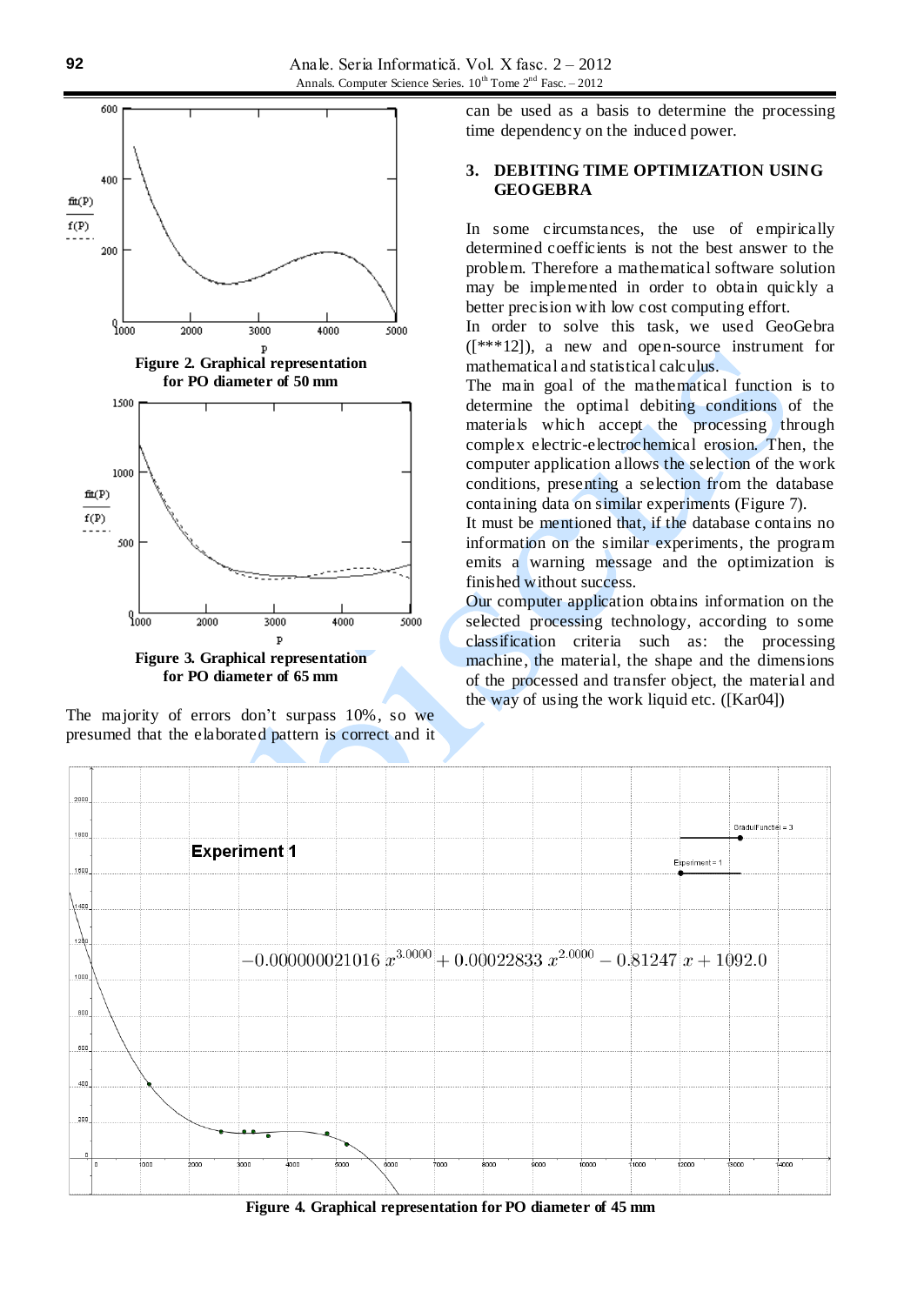Figure 2. Graphical representation for PO diameter of 50 mm

Figure 3. Graphical representation for PO diameter of 65 mm

The majority of errors don't surpass 10%, so we presumed that the elaborated pattern is correct and it can be used as a basis to determine the processing time dependency on the induced power.

## 3. DEBITING TIME OPTIMIZATION USING GEOGEBRA

In some circumstances, the use of empirically determined coefficients is not the best answer to the problem. Therefore a mathematical software solution may be implemented in order to obtain quickly a better precision with low cost computing effort.

In order to solve this task, we used GeoGebra ([***12]), a new and open-source instrument for mathematical and statistical calculus.

The main goal of the mathematical function is to determine the optimal debiting conditions of the materials which accept the processing through complex electric-electrochemical erosion. Then, the computer application allows the selection of the work conditions, presenting a selection from the database containing data on similar experiments (Figure 7).

It must be mentioned that, if the database contains no information on the similar experiments, the program emits a warning message and the optimization is finished without success.

Our computer application obtains information on the selected processing technology, according to some classification criteria such as: the processing machine, the material, the shape and the dimensions of the processed and transfer object, the material and the way of using the work liquid etc. ([Kar04])

Figure 4. Graphical representation for PO diameter of 45 mm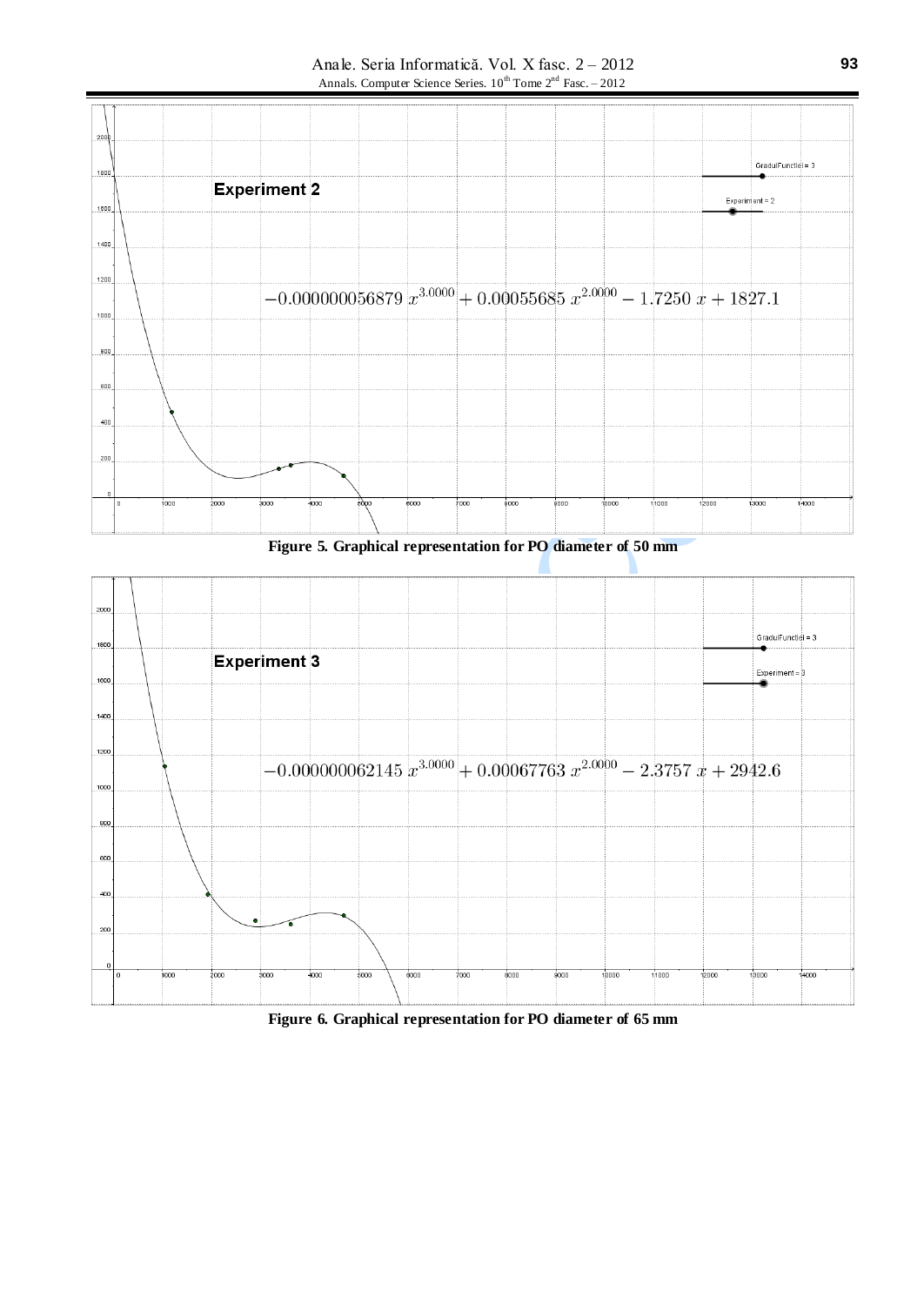Experiment 2

$$-0.000000056879\,x^{3.0000} + 0.00055685\,x^{2.0000} - 1.7250\,x + 1827.1$$

**Figure 5. Graphical representation for PO diameter of 50 mm**

Experiment 3

$$-0.000000062145\,x^{3.0000} + 0.00067763\,x^{2.0000} - 2.3757\,x + 2942.6$$

**Figure 6. Graphical representation for PO diameter of 65 mm**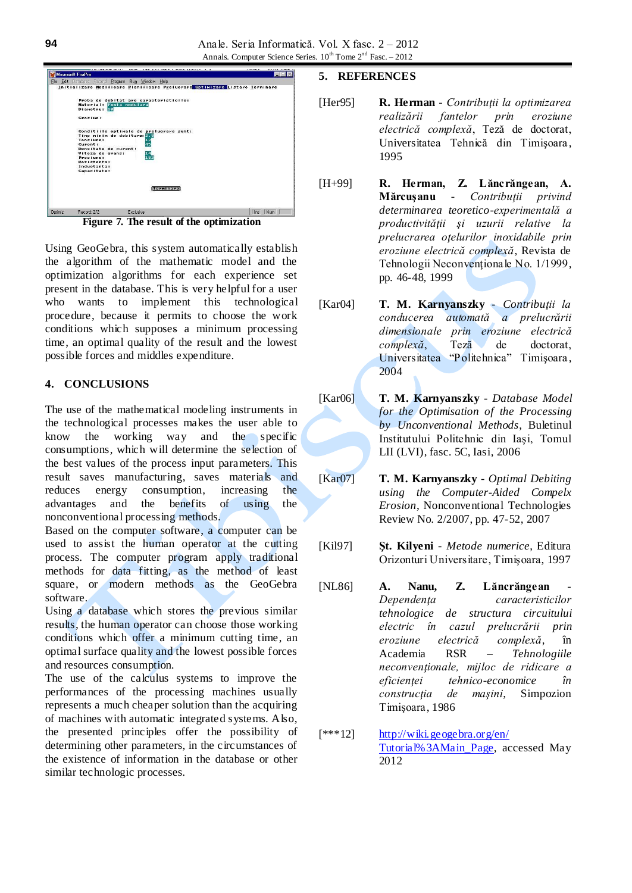Figure 7. The result of the optimization

Using GeoGebra, this system automatically establish the algorithm of the mathematic model and the optimization algorithms for each experience set present in the database. This is very helpful for a user who wants to implement this technological procedure, because it permits to choose the work conditions which supposes a minimum processing time, an optimal quality of the result and the lowest possible forces and middles expenditure.

## 4. CONCLUSIONS

The use of the mathematical modeling instruments in the technological processes makes the user able to know the working way and the specific consumptions, which will determine the selection of the best values of the process input parameters. This result saves manufacturing, saves materials and reduces energy consumption, increasing the advantages and the benefits of using the nonconventional processing methods.

Based on the computer software, a computer can be used to assist the human operator at the cutting process. The computer program apply traditional methods for data fitting, as the method of least square, or modern methods as the GeoGebra software.

Using a database which stores the previous similar results, the human operator can choose those working conditions which offer a minimum cutting time, an optimal surface quality and the lowest possible forces and resources consumption.

The use of the calculus systems to improve the performances of the processing machines usually represents a much cheaper solution than the acquiring of machines with automatic integrated systems. Also, the presented principles offer the possibility of determining other parameters, in the circumstances of the existence of information in the database or other similar technologic processes.

## 5. REFERENCES

[Her95] **R. Herman** - *Contribuţii la optimizarea realizării fantelor prin eroziune electrică complexă*, Teză de doctorat, Universitatea Tehnică din Timişoara, 1995

[H+99] **R. Herman, Z. Lăncrăngean, A. Mărcuşanu** - *Contribuţii privind determinarea teoretico-experimentală a productivităţii şi uzurii relative la prelucrarea oţelurilor inoxidabile prin eroziune electrică complexă*, Revista de Tehnologii Neconvenţionale No. 1/1999, pp. 46-48, 1999

[Kar04] **T. M. Karnyanszky** - *Contribuţii la conducerea automată a prelucrării dimensionale prin eroziune electrică complexă*, Teză de doctorat, Universitatea "Politehnica" Timişoara, 2004

[Kar06] **T. M. Karnyanszky** - *Database Model for the Optimisation of the Processing by Unconventional Methods*, Buletinul Institutului Politehnic din Iaşi, Tomul LII (LVI), fasc. 5C, Iasi, 2006

[Kar07] **T. M. Karnyanszky** - *Optimal Debiting using the Computer-Aided Complex Erosion*, Nonconventional Technologies Review No. 2/2007, pp. 47-52, 2007

[Kil97] **Şt. Kilyeni** - *Metode numerice*, Editura Orizonturi Universitare, Timişoara, 1997

[NL86] **A. Nanu, Z. Lăncrăngean** - *Dependenţa caracteristicilor tehnologice de structura circuitului electric în cazul prelucrării prin eroziune electrică complexă*, în Academia RSR – *Tehnologiile neconvenţionale, mijloc de ridicare a eficienţei tehnico-economice în construcţia de maşini*, Simpozion Timişoara, 1986

[***12] http://wiki.geogebra.org/en/Tutorial%3AMain_Page, accessed May 2012